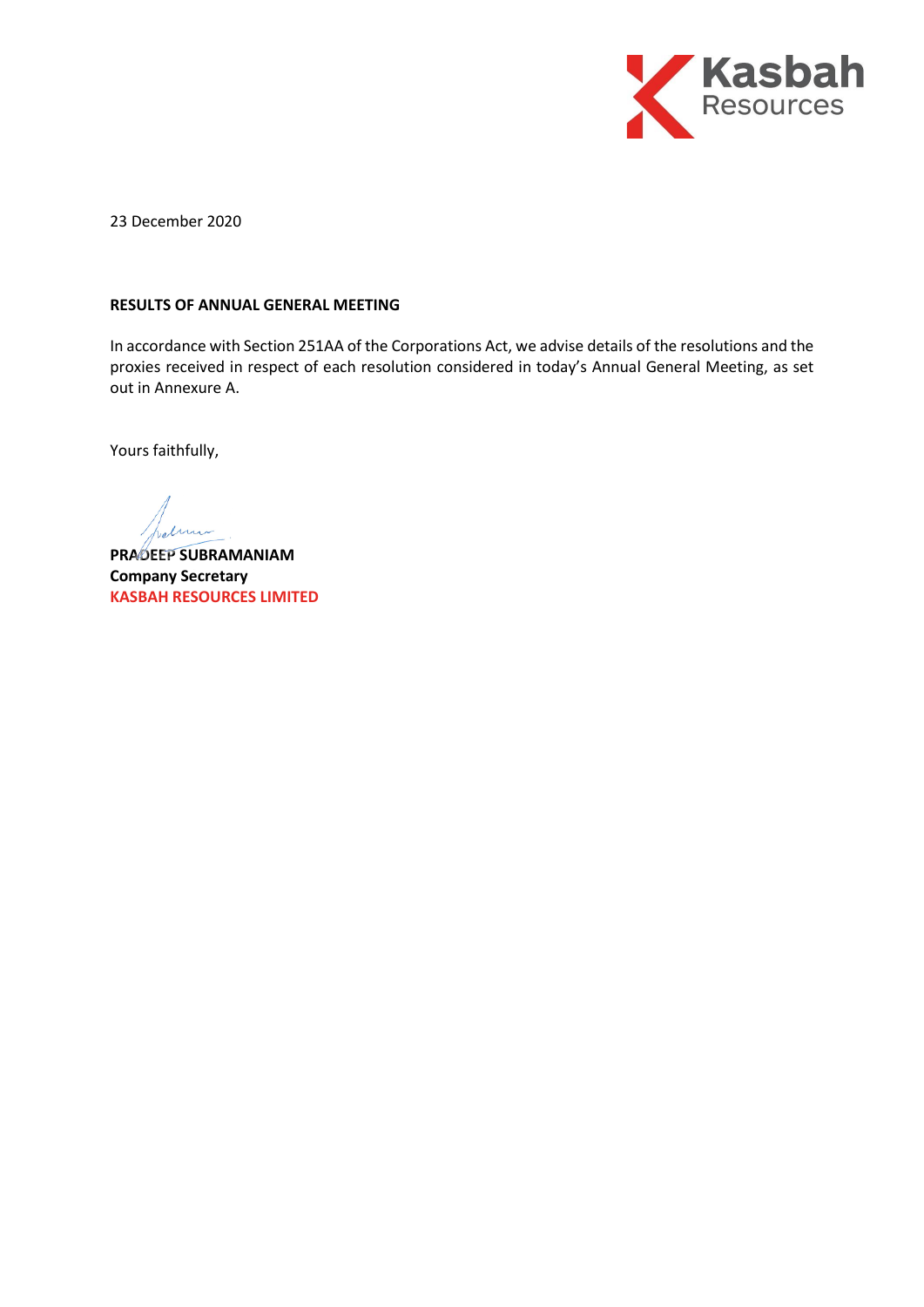Kasbah Resources

23 December 2020

**RESULTS OF ANNUAL GENERAL MEETING**

In accordance with Section 251AA of the Corporations Act, we advise details of the resolutions and the proxies received in respect of each resolution considered in today's Annual General Meeting, as set out in Annexure A.

Yours faithfully,

**PRADEEP SUBRAMANIAM**
**Company Secretary**
**KASBAH RESOURCES LIMITED**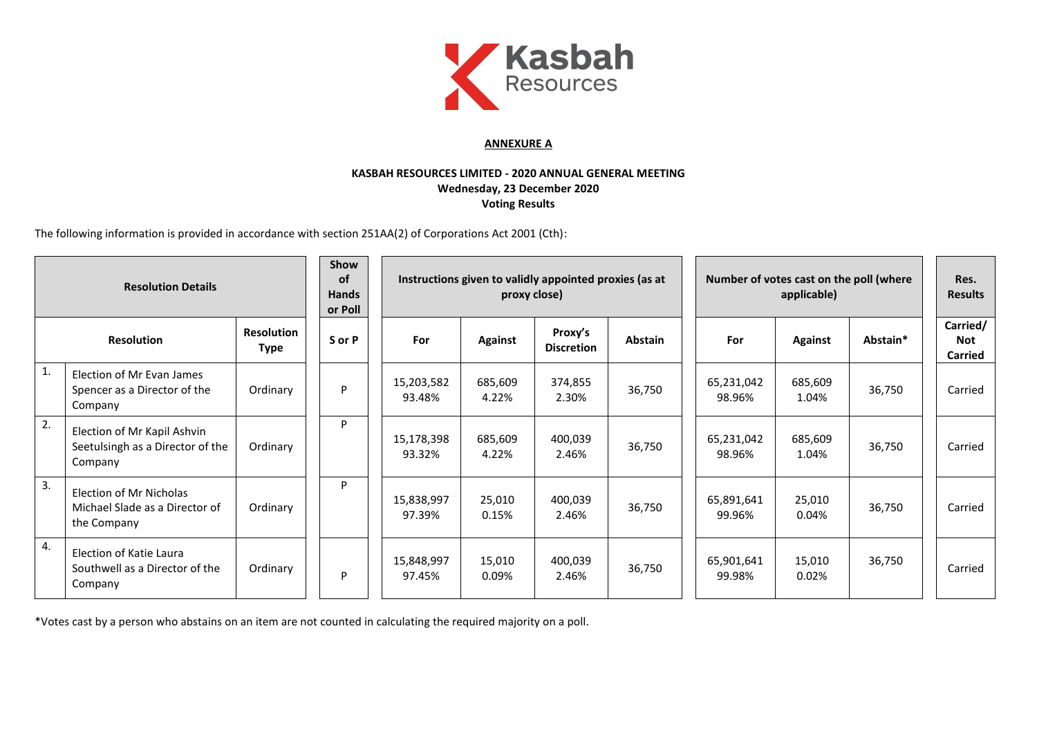**ANNEXURE A**

**KASBAH RESOURCES LIMITED - 2020 ANNUAL GENERAL MEETING**
**Wednesday, 23 December 2020**
**Voting Results**

The following information is provided in accordance with section 251AA(2) of Corporations Act 2001 (Cth):

| Resolution Details | | | Show of Hands or Poll | Instructions given to validly appointed proxies (as at proxy close) | | | | Number of votes cast on the poll (where applicable) | | | Res. Results |
|---|---|---|---|---|---|---|---|---|---|---|---|
| Resolution | | Resolution Type | S or P | For | Against | Proxy's Discretion | Abstain | For | Against | Abstain* | Carried/ Not Carried |
| 1. | Election of Mr Evan James Spencer as a Director of the Company | Ordinary | P | 15,203,582 93.48% | 685,609 4.22% | 374,855 2.30% | 36,750 | 65,231,042 98.96% | 685,609 1.04% | 36,750 | Carried |
| 2. | Election of Mr Kapil Ashvin Seetulsingh as a Director of the Company | Ordinary | P | 15,178,398 93.32% | 685,609 4.22% | 400,039 2.46% | 36,750 | 65,231,042 98.96% | 685,609 1.04% | 36,750 | Carried |
| 3. | Election of Mr Nicholas Michael Slade as a Director of the Company | Ordinary | P | 15,838,997 97.39% | 25,010 0.15% | 400,039 2.46% | 36,750 | 65,891,641 99.96% | 25,010 0.04% | 36,750 | Carried |
| 4. | Election of Katie Laura Southwell as a Director of the Company | Ordinary | P | 15,848,997 97.45% | 15,010 0.09% | 400,039 2.46% | 36,750 | 65,901,641 99.98% | 15,010 0.02% | 36,750 | Carried |

*Votes cast by a person who abstains on an item are not counted in calculating the required majority on a poll.